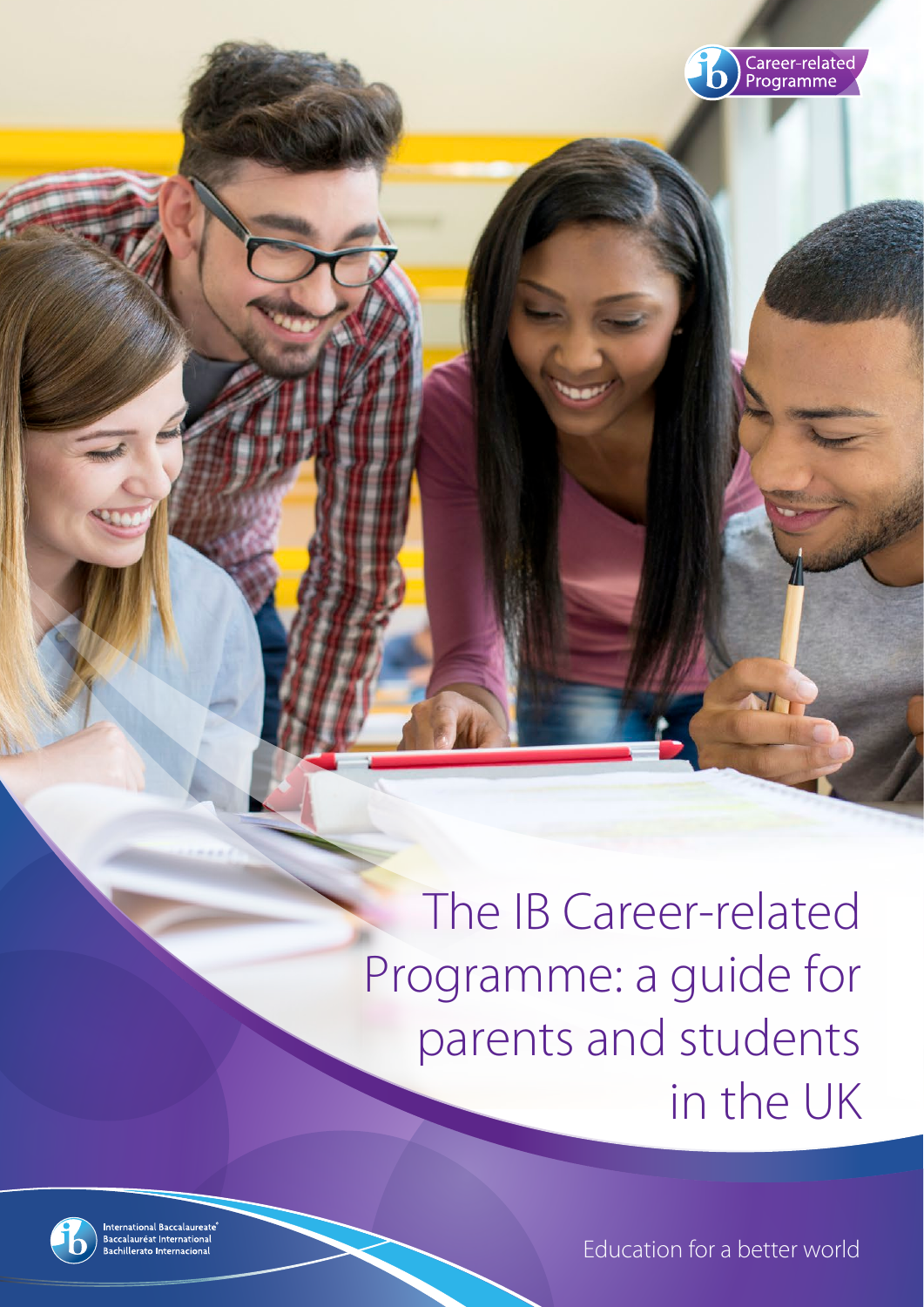Career-related Programme

# The IB Career-related Programme: a guide for parents and students in the UK

International Baccalaureate
Baccalauréat International
Bachillerato Internacional

Education for a better world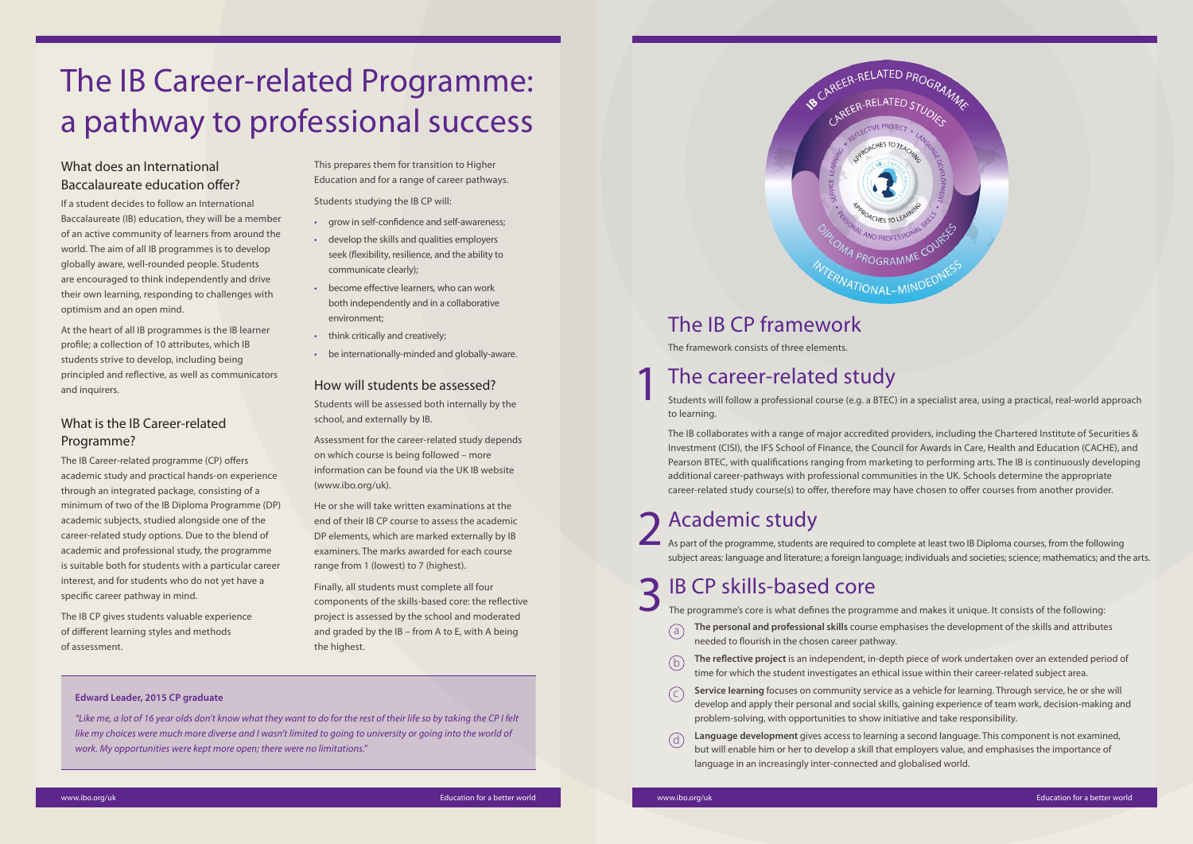# The IB Career-related Programme: a pathway to professional success

## What does an International Baccalaureate education offer?

If a student decides to follow an International Baccalaureate (IB) education, they will be a member of an active community of learners from around the world. The aim of all IB programmes is to develop globally aware, well-rounded people. Students are encouraged to think independently and drive their own learning, responding to challenges with optimism and an open mind.

At the heart of all IB programmes is the IB learner profile; a collection of 10 attributes, which IB students strive to develop, including being principled and reflective, as well as communicators and inquirers.

## What is the IB Career-related Programme?

The IB Career-related programme (CP) offers academic study and practical hands-on experience through an integrated package, consisting of a minimum of two of the IB Diploma Programme (DP) academic subjects, studied alongside one of the career-related study options. Due to the blend of academic and professional study, the programme is suitable both for students with a particular career interest, and for students who do not yet have a specific career pathway in mind.

The IB CP gives students valuable experience of different learning styles and methods of assessment.

This prepares them for transition to Higher Education and for a range of career pathways.

Students studying the IB CP will:

- grow in self-confidence and self-awareness;
- develop the skills and qualities employers seek (flexibility, resilience, and the ability to communicate clearly);
- become effective learners, who can work both independently and in a collaborative environment;
- think critically and creatively;
- be internationally-minded and globally-aware.

## How will students be assessed?

Students will be assessed both internally by the school, and externally by IB.

Assessment for the career-related study depends on which course is being followed – more information can be found via the UK IB website (www.ibo.org/uk).

He or she will take written examinations at the end of their IB CP course to assess the academic DP elements, which are marked externally by IB examiners. The marks awarded for each course range from 1 (lowest) to 7 (highest).

Finally, all students must complete all four components of the skills-based core: the reflective project is assessed by the school and moderated and graded by the IB – from A to E, with A being the highest.

**Edward Leader, 2015 CP graduate**

*"Like me, a lot of 16 year olds don't know what they want to do for the rest of their life so by taking the CP I felt like my choices were much more diverse and I wasn't limited to going to university or going into the world of work. My opportunities were kept more open; there were no limitations."*

## The IB CP framework

The framework consists of three elements.

## 1 The career-related study

Students will follow a professional course (e.g. a BTEC) in a specialist area, using a practical, real-world approach to learning.

The IB collaborates with a range of major accredited providers, including the Chartered Institute of Securities & Investment (CISI), the IFS School of Finance, the Council for Awards in Care, Health and Education (CACHE), and Pearson BTEC, with qualifications ranging from marketing to performing arts. The IB is continuously developing additional career-pathways with professional communities in the UK. Schools determine the appropriate career-related study course(s) to offer, therefore may have chosen to offer courses from another provider.

## 2 Academic study

As part of the programme, students are required to complete at least two IB Diploma courses, from the following subject areas: language and literature; a foreign language; individuals and societies; science; mathematics; and the arts.

## 3 IB CP skills-based core

The programme's core is what defines the programme and makes it unique. It consists of the following:

a) **The personal and professional skills** course emphasises the development of the skills and attributes needed to flourish in the chosen career pathway.

b) **The reflective project** is an independent, in-depth piece of work undertaken over an extended period of time for which the student investigates an ethical issue within their career-related subject area.

c) **Service learning** focuses on community service as a vehicle for learning. Through service, he or she will develop and apply their personal and social skills, gaining experience of team work, decision-making and problem-solving, with opportunities to show initiative and take responsibility.

d) **Language development** gives access to learning a second language. This component is not examined, but will enable him or her to develop a skill that employers value, and emphasises the importance of language in an increasingly inter-connected and globalised world.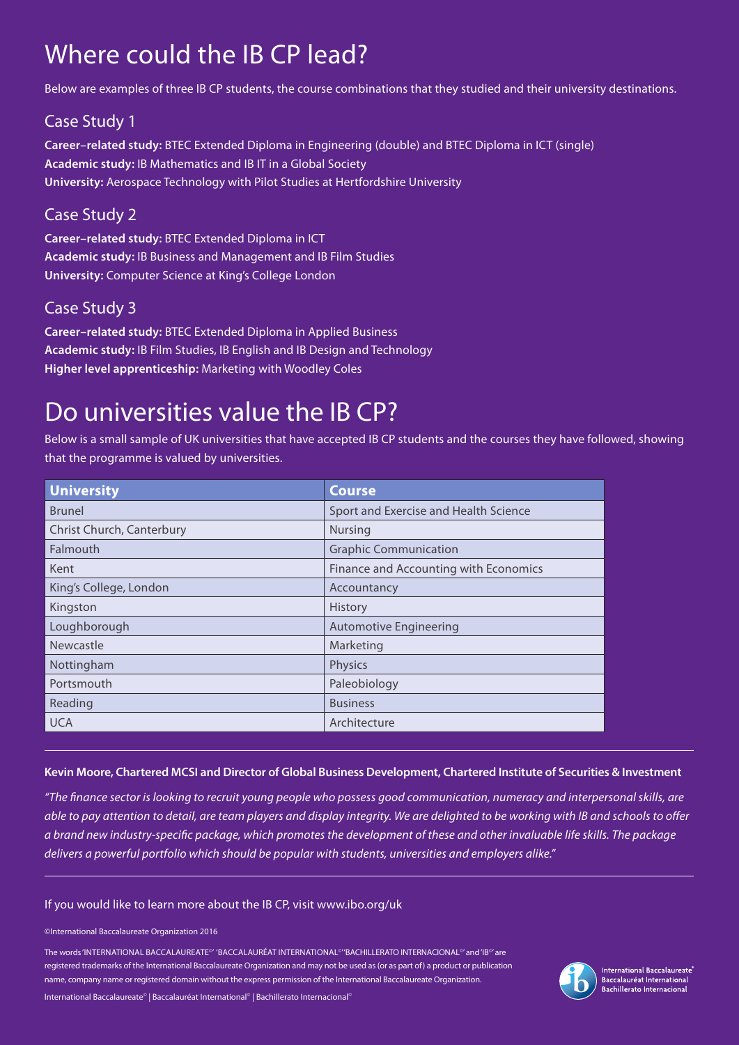# Where could the IB CP lead?

Below are examples of three IB CP students, the course combinations that they studied and their university destinations.

## Case Study 1

**Career–related study:** BTEC Extended Diploma in Engineering (double) and BTEC Diploma in ICT (single)
**Academic study:** IB Mathematics and IB IT in a Global Society
**University:** Aerospace Technology with Pilot Studies at Hertfordshire University

## Case Study 2

**Career–related study:** BTEC Extended Diploma in ICT
**Academic study:** IB Business and Management and IB Film Studies
**University:** Computer Science at King's College London

## Case Study 3

**Career–related study:** BTEC Extended Diploma in Applied Business
**Academic study:** IB Film Studies, IB English and IB Design and Technology
**Higher level apprenticeship:** Marketing with Woodley Coles

# Do universities value the IB CP?

Below is a small sample of UK universities that have accepted IB CP students and the courses they have followed, showing that the programme is valued by universities.

| University | Course |
|---|---|
| Brunel | Sport and Exercise and Health Science |
| Christ Church, Canterbury | Nursing |
| Falmouth | Graphic Communication |
| Kent | Finance and Accounting with Economics |
| King's College, London | Accountancy |
| Kingston | History |
| Loughborough | Automotive Engineering |
| Newcastle | Marketing |
| Nottingham | Physics |
| Portsmouth | Paleobiology |
| Reading | Business |
| UCA | Architecture |

**Kevin Moore, Chartered MCSI and Director of Global Business Development, Chartered Institute of Securities & Investment**

*"The finance sector is looking to recruit young people who possess good communication, numeracy and interpersonal skills, are able to pay attention to detail, are team players and display integrity. We are delighted to be working with IB and schools to offer a brand new industry-specific package, which promotes the development of these and other invaluable life skills. The package delivers a powerful portfolio which should be popular with students, universities and employers alike."*

If you would like to learn more about the IB CP, visit www.ibo.org/uk

©International Baccalaureate Organization 2016

The words 'INTERNATIONAL BACCALAUREATE®' 'BACCALAURÉAT INTERNATIONAL®' 'BACHILLERATO INTERNACIONAL®' and 'IB®' are registered trademarks of the International Baccalaureate Organization and may not be used as (or as part of) a product or publication name, company name or registered domain without the express permission of the International Baccalaureate Organization.

International Baccalaureate® | Baccalauréat International® | Bachillerato Internacional®

International Baccalaureate®
Baccalauréat International
Bachillerato Internacional